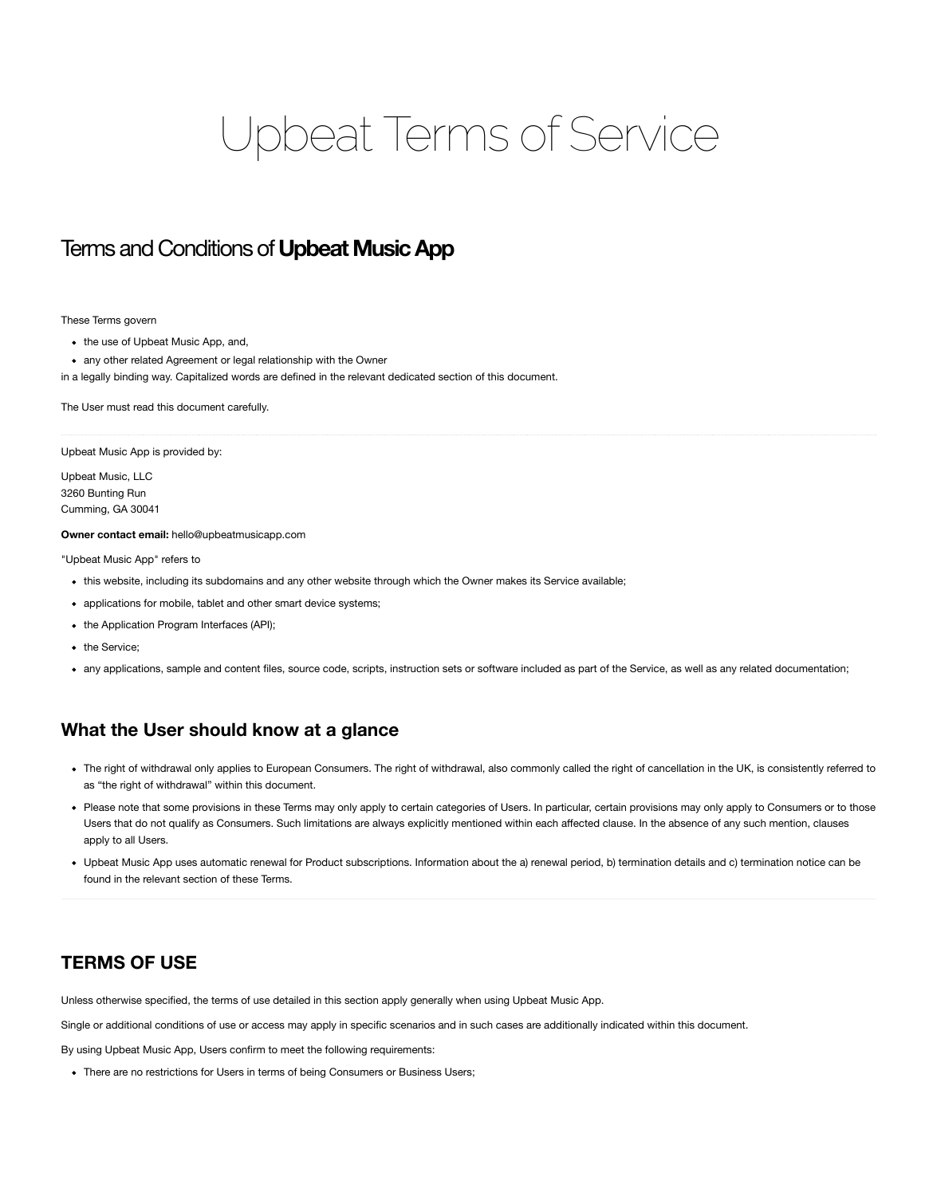# Upbeat Terms of Service

## Terms and Conditions of **Upbeat Music App**

These Terms govern

- the use of Upbeat Music App, and,
- any other related Agreement or legal relationship with the Owner

in a legally binding way. Capitalized words are defined in the relevant dedicated section of this document.

The User must read this document carefully.

---

Upbeat Music App is provided by:

Upbeat Music, LLC
3260 Bunting Run
Cumming, GA 30041

**Owner contact email:** hello@upbeatmusicapp.com

"Upbeat Music App" refers to

- this website, including its subdomains and any other website through which the Owner makes its Service available;
- applications for mobile, tablet and other smart device systems;
- the Application Program Interfaces (API);
- the Service;
- any applications, sample and content files, source code, scripts, instruction sets or software included as part of the Service, as well as any related documentation;

### What the User should know at a glance

- The right of withdrawal only applies to European Consumers. The right of withdrawal, also commonly called the right of cancellation in the UK, is consistently referred to as "the right of withdrawal" within this document.
- Please note that some provisions in these Terms may only apply to certain categories of Users. In particular, certain provisions may only apply to Consumers or to those Users that do not qualify as Consumers. Such limitations are always explicitly mentioned within each affected clause. In the absence of any such mention, clauses apply to all Users.
- Upbeat Music App uses automatic renewal for Product subscriptions. Information about the a) renewal period, b) termination details and c) termination notice can be found in the relevant section of these Terms.

---

### TERMS OF USE

Unless otherwise specified, the terms of use detailed in this section apply generally when using Upbeat Music App.

Single or additional conditions of use or access may apply in specific scenarios and in such cases are additionally indicated within this document.

By using Upbeat Music App, Users confirm to meet the following requirements:

- There are no restrictions for Users in terms of being Consumers or Business Users;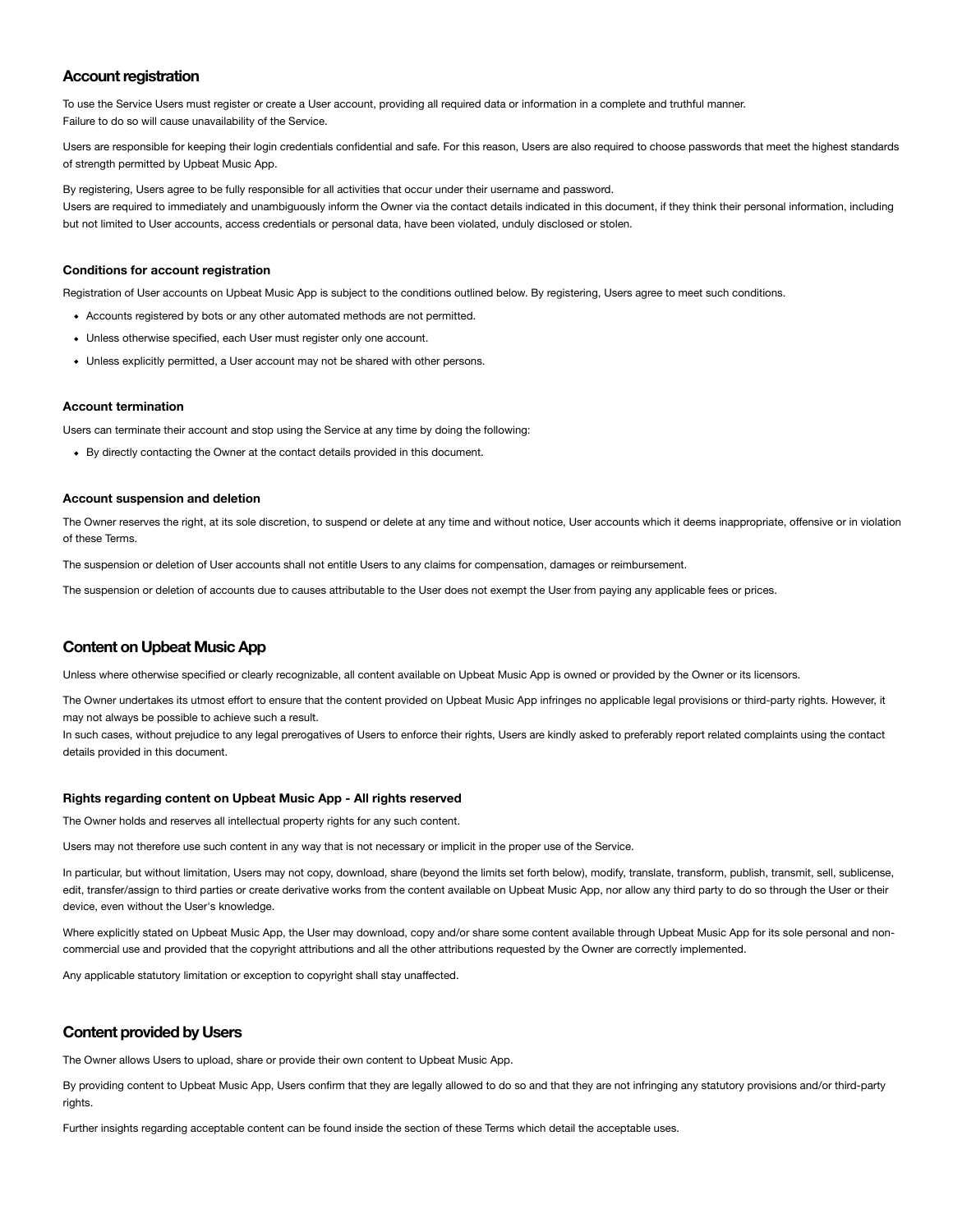## Account registration

To use the Service Users must register or create a User account, providing all required data or information in a complete and truthful manner.
Failure to do so will cause unavailability of the Service.

Users are responsible for keeping their login credentials confidential and safe. For this reason, Users are also required to choose passwords that meet the highest standards of strength permitted by Upbeat Music App.

By registering, Users agree to be fully responsible for all activities that occur under their username and password.
Users are required to immediately and unambiguously inform the Owner via the contact details indicated in this document, if they think their personal information, including but not limited to User accounts, access credentials or personal data, have been violated, unduly disclosed or stolen.

### Conditions for account registration

Registration of User accounts on Upbeat Music App is subject to the conditions outlined below. By registering, Users agree to meet such conditions.

- Accounts registered by bots or any other automated methods are not permitted.
- Unless otherwise specified, each User must register only one account.
- Unless explicitly permitted, a User account may not be shared with other persons.

### Account termination

Users can terminate their account and stop using the Service at any time by doing the following:

- By directly contacting the Owner at the contact details provided in this document.

### Account suspension and deletion

The Owner reserves the right, at its sole discretion, to suspend or delete at any time and without notice, User accounts which it deems inappropriate, offensive or in violation of these Terms.

The suspension or deletion of User accounts shall not entitle Users to any claims for compensation, damages or reimbursement.

The suspension or deletion of accounts due to causes attributable to the User does not exempt the User from paying any applicable fees or prices.

## Content on Upbeat Music App

Unless where otherwise specified or clearly recognizable, all content available on Upbeat Music App is owned or provided by the Owner or its licensors.

The Owner undertakes its utmost effort to ensure that the content provided on Upbeat Music App infringes no applicable legal provisions or third-party rights. However, it may not always be possible to achieve such a result.
In such cases, without prejudice to any legal prerogatives of Users to enforce their rights, Users are kindly asked to preferably report related complaints using the contact details provided in this document.

### Rights regarding content on Upbeat Music App - All rights reserved

The Owner holds and reserves all intellectual property rights for any such content.

Users may not therefore use such content in any way that is not necessary or implicit in the proper use of the Service.

In particular, but without limitation, Users may not copy, download, share (beyond the limits set forth below), modify, translate, transform, publish, transmit, sell, sublicense, edit, transfer/assign to third parties or create derivative works from the content available on Upbeat Music App, nor allow any third party to do so through the User or their device, even without the User's knowledge.

Where explicitly stated on Upbeat Music App, the User may download, copy and/or share some content available through Upbeat Music App for its sole personal and non-commercial use and provided that the copyright attributions and all the other attributions requested by the Owner are correctly implemented.

Any applicable statutory limitation or exception to copyright shall stay unaffected.

## Content provided by Users

The Owner allows Users to upload, share or provide their own content to Upbeat Music App.

By providing content to Upbeat Music App, Users confirm that they are legally allowed to do so and that they are not infringing any statutory provisions and/or third-party rights.

Further insights regarding acceptable content can be found inside the section of these Terms which detail the acceptable uses.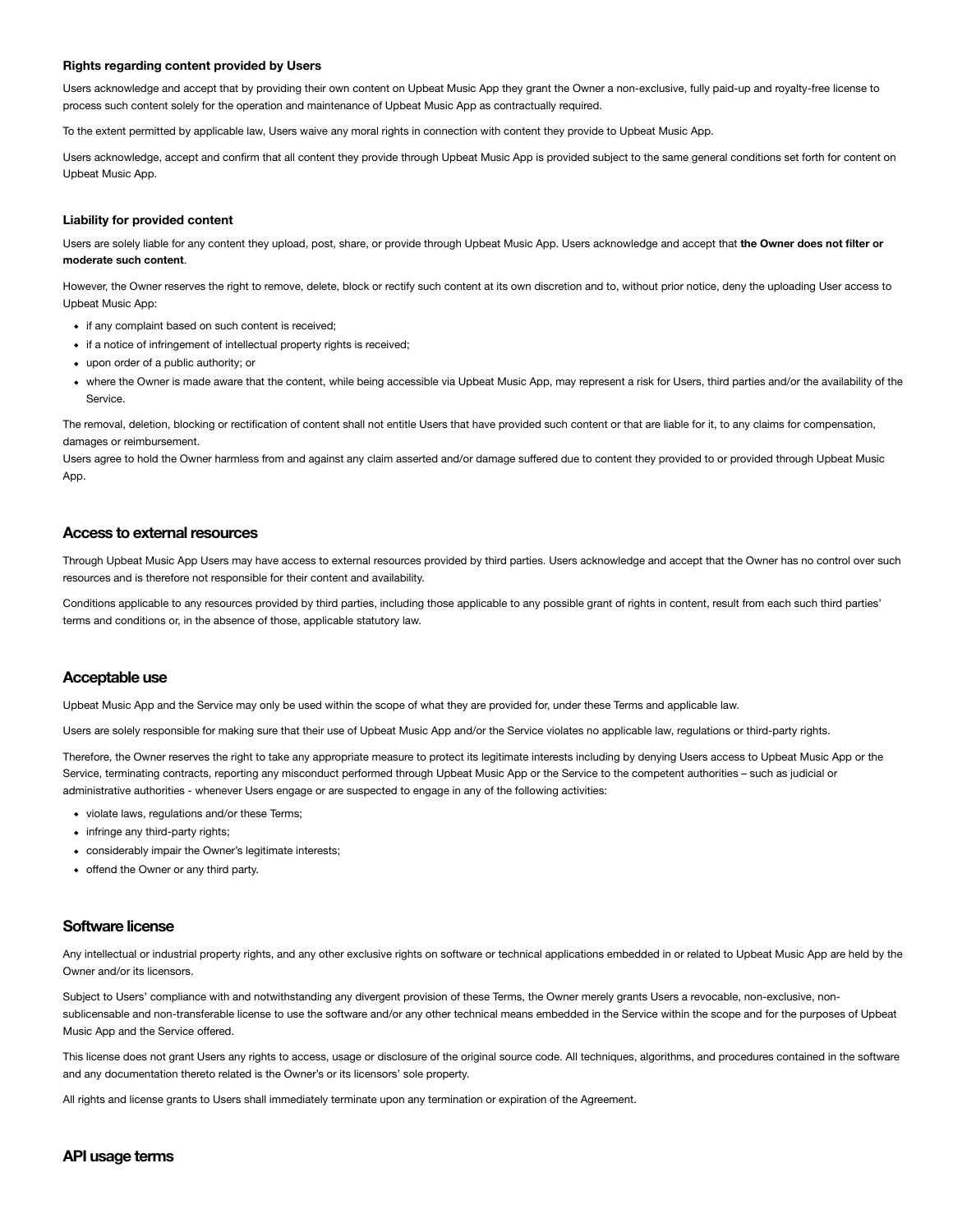#### Rights regarding content provided by Users

Users acknowledge and accept that by providing their own content on Upbeat Music App they grant the Owner a non-exclusive, fully paid-up and royalty-free license to process such content solely for the operation and maintenance of Upbeat Music App as contractually required.

To the extent permitted by applicable law, Users waive any moral rights in connection with content they provide to Upbeat Music App.

Users acknowledge, accept and confirm that all content they provide through Upbeat Music App is provided subject to the same general conditions set forth for content on Upbeat Music App.

#### Liability for provided content

Users are solely liable for any content they upload, post, share, or provide through Upbeat Music App. Users acknowledge and accept that **the Owner does not filter or moderate such content**.

However, the Owner reserves the right to remove, delete, block or rectify such content at its own discretion and to, without prior notice, deny the uploading User access to Upbeat Music App:

- if any complaint based on such content is received;
- if a notice of infringement of intellectual property rights is received;
- upon order of a public authority; or
- where the Owner is made aware that the content, while being accessible via Upbeat Music App, may represent a risk for Users, third parties and/or the availability of the Service.

The removal, deletion, blocking or rectification of content shall not entitle Users that have provided such content or that are liable for it, to any claims for compensation, damages or reimbursement.
Users agree to hold the Owner harmless from and against any claim asserted and/or damage suffered due to content they provided to or provided through Upbeat Music App.

### Access to external resources

Through Upbeat Music App Users may have access to external resources provided by third parties. Users acknowledge and accept that the Owner has no control over such resources and is therefore not responsible for their content and availability.

Conditions applicable to any resources provided by third parties, including those applicable to any possible grant of rights in content, result from each such third parties' terms and conditions or, in the absence of those, applicable statutory law.

### Acceptable use

Upbeat Music App and the Service may only be used within the scope of what they are provided for, under these Terms and applicable law.

Users are solely responsible for making sure that their use of Upbeat Music App and/or the Service violates no applicable law, regulations or third-party rights.

Therefore, the Owner reserves the right to take any appropriate measure to protect its legitimate interests including by denying Users access to Upbeat Music App or the Service, terminating contracts, reporting any misconduct performed through Upbeat Music App or the Service to the competent authorities – such as judicial or administrative authorities - whenever Users engage or are suspected to engage in any of the following activities:

- violate laws, regulations and/or these Terms;
- infringe any third-party rights;
- considerably impair the Owner's legitimate interests;
- offend the Owner or any third party.

### Software license

Any intellectual or industrial property rights, and any other exclusive rights on software or technical applications embedded in or related to Upbeat Music App are held by the Owner and/or its licensors.

Subject to Users' compliance with and notwithstanding any divergent provision of these Terms, the Owner merely grants Users a revocable, non-exclusive, non-sublicensable and non-transferable license to use the software and/or any other technical means embedded in the Service within the scope and for the purposes of Upbeat Music App and the Service offered.

This license does not grant Users any rights to access, usage or disclosure of the original source code. All techniques, algorithms, and procedures contained in the software and any documentation thereto related is the Owner's or its licensors' sole property.

All rights and license grants to Users shall immediately terminate upon any termination or expiration of the Agreement.

### API usage terms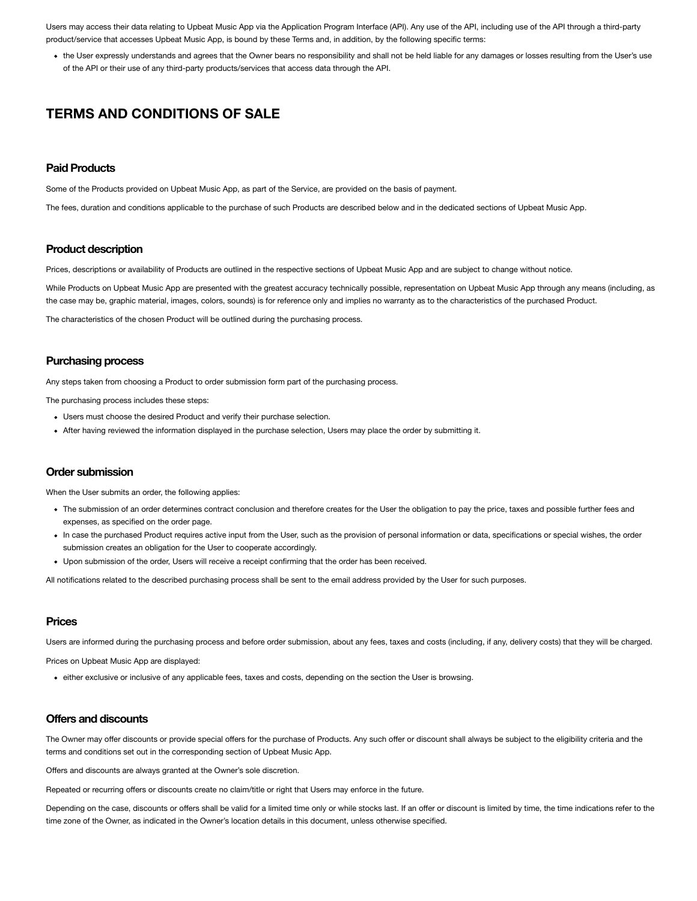Users may access their data relating to Upbeat Music App via the Application Program Interface (API). Any use of the API, including use of the API through a third-party product/service that accesses Upbeat Music App, is bound by these Terms and, in addition, by the following specific terms:

- the User expressly understands and agrees that the Owner bears no responsibility and shall not be held liable for any damages or losses resulting from the User's use of the API or their use of any third-party products/services that access data through the API.

## TERMS AND CONDITIONS OF SALE

### Paid Products

Some of the Products provided on Upbeat Music App, as part of the Service, are provided on the basis of payment.

The fees, duration and conditions applicable to the purchase of such Products are described below and in the dedicated sections of Upbeat Music App.

### Product description

Prices, descriptions or availability of Products are outlined in the respective sections of Upbeat Music App and are subject to change without notice.

While Products on Upbeat Music App are presented with the greatest accuracy technically possible, representation on Upbeat Music App through any means (including, as the case may be, graphic material, images, colors, sounds) is for reference only and implies no warranty as to the characteristics of the purchased Product.

The characteristics of the chosen Product will be outlined during the purchasing process.

### Purchasing process

Any steps taken from choosing a Product to order submission form part of the purchasing process.

The purchasing process includes these steps:

- Users must choose the desired Product and verify their purchase selection.
- After having reviewed the information displayed in the purchase selection, Users may place the order by submitting it.

### Order submission

When the User submits an order, the following applies:

- The submission of an order determines contract conclusion and therefore creates for the User the obligation to pay the price, taxes and possible further fees and expenses, as specified on the order page.
- In case the purchased Product requires active input from the User, such as the provision of personal information or data, specifications or special wishes, the order submission creates an obligation for the User to cooperate accordingly.
- Upon submission of the order, Users will receive a receipt confirming that the order has been received.

All notifications related to the described purchasing process shall be sent to the email address provided by the User for such purposes.

### Prices

Users are informed during the purchasing process and before order submission, about any fees, taxes and costs (including, if any, delivery costs) that they will be charged.

Prices on Upbeat Music App are displayed:

- either exclusive or inclusive of any applicable fees, taxes and costs, depending on the section the User is browsing.

### Offers and discounts

The Owner may offer discounts or provide special offers for the purchase of Products. Any such offer or discount shall always be subject to the eligibility criteria and the terms and conditions set out in the corresponding section of Upbeat Music App.

Offers and discounts are always granted at the Owner's sole discretion.

Repeated or recurring offers or discounts create no claim/title or right that Users may enforce in the future.

Depending on the case, discounts or offers shall be valid for a limited time only or while stocks last. If an offer or discount is limited by time, the time indications refer to the time zone of the Owner, as indicated in the Owner's location details in this document, unless otherwise specified.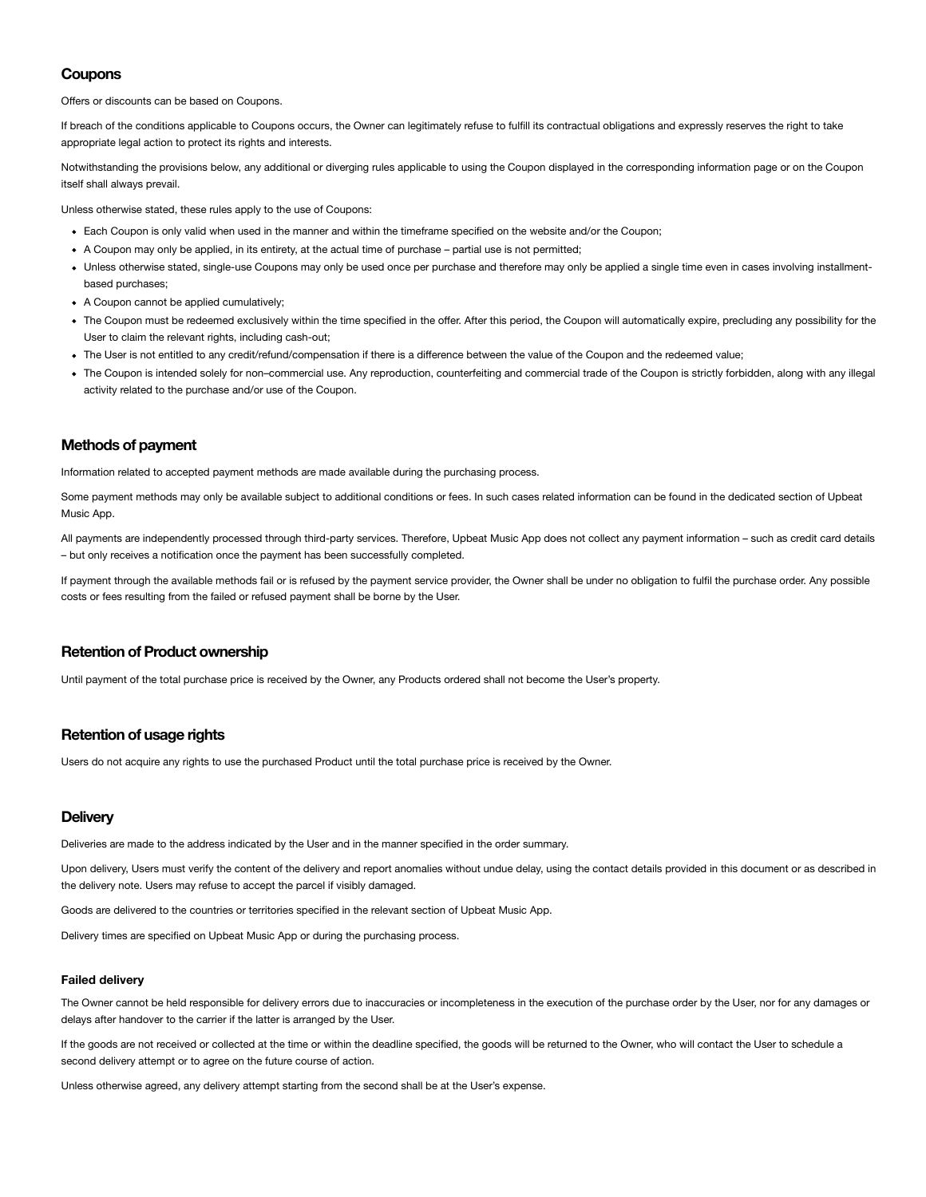### Coupons

Offers or discounts can be based on Coupons.

If breach of the conditions applicable to Coupons occurs, the Owner can legitimately refuse to fulfill its contractual obligations and expressly reserves the right to take appropriate legal action to protect its rights and interests.

Notwithstanding the provisions below, any additional or diverging rules applicable to using the Coupon displayed in the corresponding information page or on the Coupon itself shall always prevail.

Unless otherwise stated, these rules apply to the use of Coupons:

- Each Coupon is only valid when used in the manner and within the timeframe specified on the website and/or the Coupon;
- A Coupon may only be applied, in its entirety, at the actual time of purchase – partial use is not permitted;
- Unless otherwise stated, single-use Coupons may only be used once per purchase and therefore may only be applied a single time even in cases involving installment-based purchases;
- A Coupon cannot be applied cumulatively;
- The Coupon must be redeemed exclusively within the time specified in the offer. After this period, the Coupon will automatically expire, precluding any possibility for the User to claim the relevant rights, including cash-out;
- The User is not entitled to any credit/refund/compensation if there is a difference between the value of the Coupon and the redeemed value;
- The Coupon is intended solely for non–commercial use. Any reproduction, counterfeiting and commercial trade of the Coupon is strictly forbidden, along with any illegal activity related to the purchase and/or use of the Coupon.

### Methods of payment

Information related to accepted payment methods are made available during the purchasing process.

Some payment methods may only be available subject to additional conditions or fees. In such cases related information can be found in the dedicated section of Upbeat Music App.

All payments are independently processed through third-party services. Therefore, Upbeat Music App does not collect any payment information – such as credit card details – but only receives a notification once the payment has been successfully completed.

If payment through the available methods fail or is refused by the payment service provider, the Owner shall be under no obligation to fulfil the purchase order. Any possible costs or fees resulting from the failed or refused payment shall be borne by the User.

### Retention of Product ownership

Until payment of the total purchase price is received by the Owner, any Products ordered shall not become the User's property.

### Retention of usage rights

Users do not acquire any rights to use the purchased Product until the total purchase price is received by the Owner.

### Delivery

Deliveries are made to the address indicated by the User and in the manner specified in the order summary.

Upon delivery, Users must verify the content of the delivery and report anomalies without undue delay, using the contact details provided in this document or as described in the delivery note. Users may refuse to accept the parcel if visibly damaged.

Goods are delivered to the countries or territories specified in the relevant section of Upbeat Music App.

Delivery times are specified on Upbeat Music App or during the purchasing process.

#### Failed delivery

The Owner cannot be held responsible for delivery errors due to inaccuracies or incompleteness in the execution of the purchase order by the User, nor for any damages or delays after handover to the carrier if the latter is arranged by the User.

If the goods are not received or collected at the time or within the deadline specified, the goods will be returned to the Owner, who will contact the User to schedule a second delivery attempt or to agree on the future course of action.

Unless otherwise agreed, any delivery attempt starting from the second shall be at the User's expense.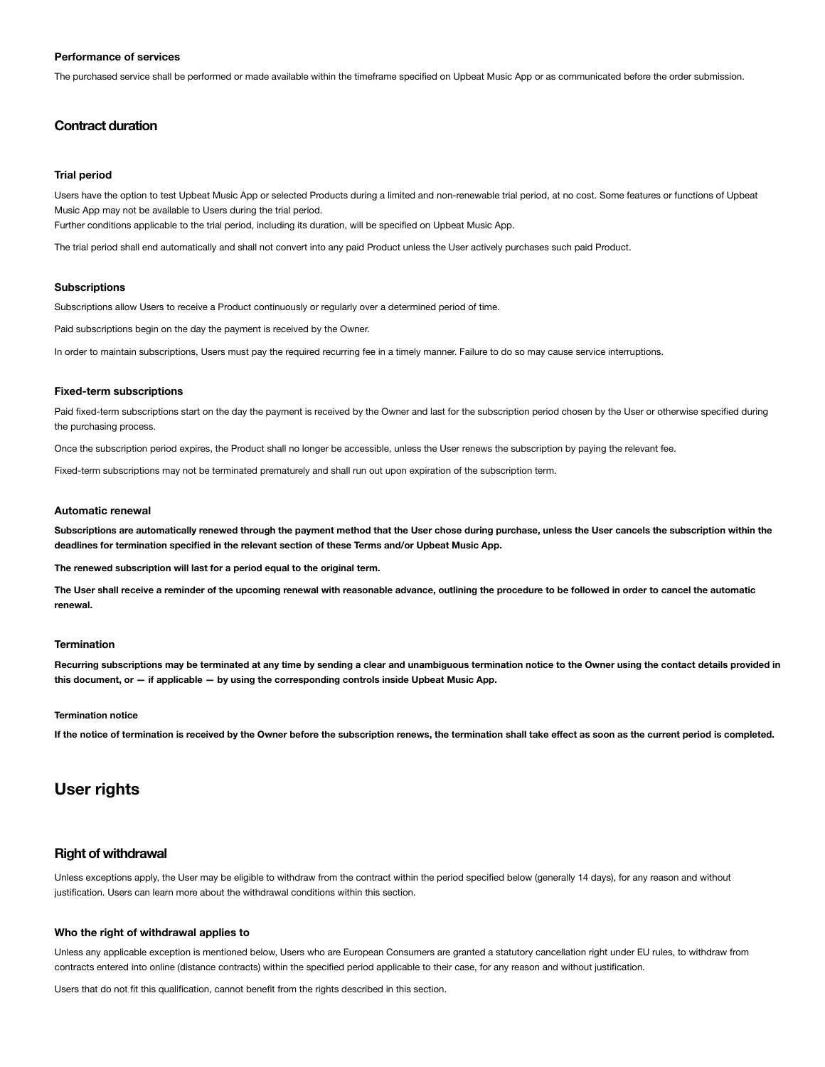#### Performance of services

The purchased service shall be performed or made available within the timeframe specified on Upbeat Music App or as communicated before the order submission.

### Contract duration

#### Trial period

Users have the option to test Upbeat Music App or selected Products during a limited and non-renewable trial period, at no cost. Some features or functions of Upbeat Music App may not be available to Users during the trial period.
Further conditions applicable to the trial period, including its duration, will be specified on Upbeat Music App.

The trial period shall end automatically and shall not convert into any paid Product unless the User actively purchases such paid Product.

#### Subscriptions

Subscriptions allow Users to receive a Product continuously or regularly over a determined period of time.

Paid subscriptions begin on the day the payment is received by the Owner.

In order to maintain subscriptions, Users must pay the required recurring fee in a timely manner. Failure to do so may cause service interruptions.

#### Fixed-term subscriptions

Paid fixed-term subscriptions start on the day the payment is received by the Owner and last for the subscription period chosen by the User or otherwise specified during the purchasing process.

Once the subscription period expires, the Product shall no longer be accessible, unless the User renews the subscription by paying the relevant fee.

Fixed-term subscriptions may not be terminated prematurely and shall run out upon expiration of the subscription term.

#### Automatic renewal

**Subscriptions are automatically renewed through the payment method that the User chose during purchase, unless the User cancels the subscription within the deadlines for termination specified in the relevant section of these Terms and/or Upbeat Music App.**

**The renewed subscription will last for a period equal to the original term.**

**The User shall receive a reminder of the upcoming renewal with reasonable advance, outlining the procedure to be followed in order to cancel the automatic renewal.**

#### Termination

**Recurring subscriptions may be terminated at any time by sending a clear and unambiguous termination notice to the Owner using the contact details provided in this document, or — if applicable — by using the corresponding controls inside Upbeat Music App.**

##### Termination notice

**If the notice of termination is received by the Owner before the subscription renews, the termination shall take effect as soon as the current period is completed.**

## User rights

### Right of withdrawal

Unless exceptions apply, the User may be eligible to withdraw from the contract within the period specified below (generally 14 days), for any reason and without justification. Users can learn more about the withdrawal conditions within this section.

#### Who the right of withdrawal applies to

Unless any applicable exception is mentioned below, Users who are European Consumers are granted a statutory cancellation right under EU rules, to withdraw from contracts entered into online (distance contracts) within the specified period applicable to their case, for any reason and without justification.

Users that do not fit this qualification, cannot benefit from the rights described in this section.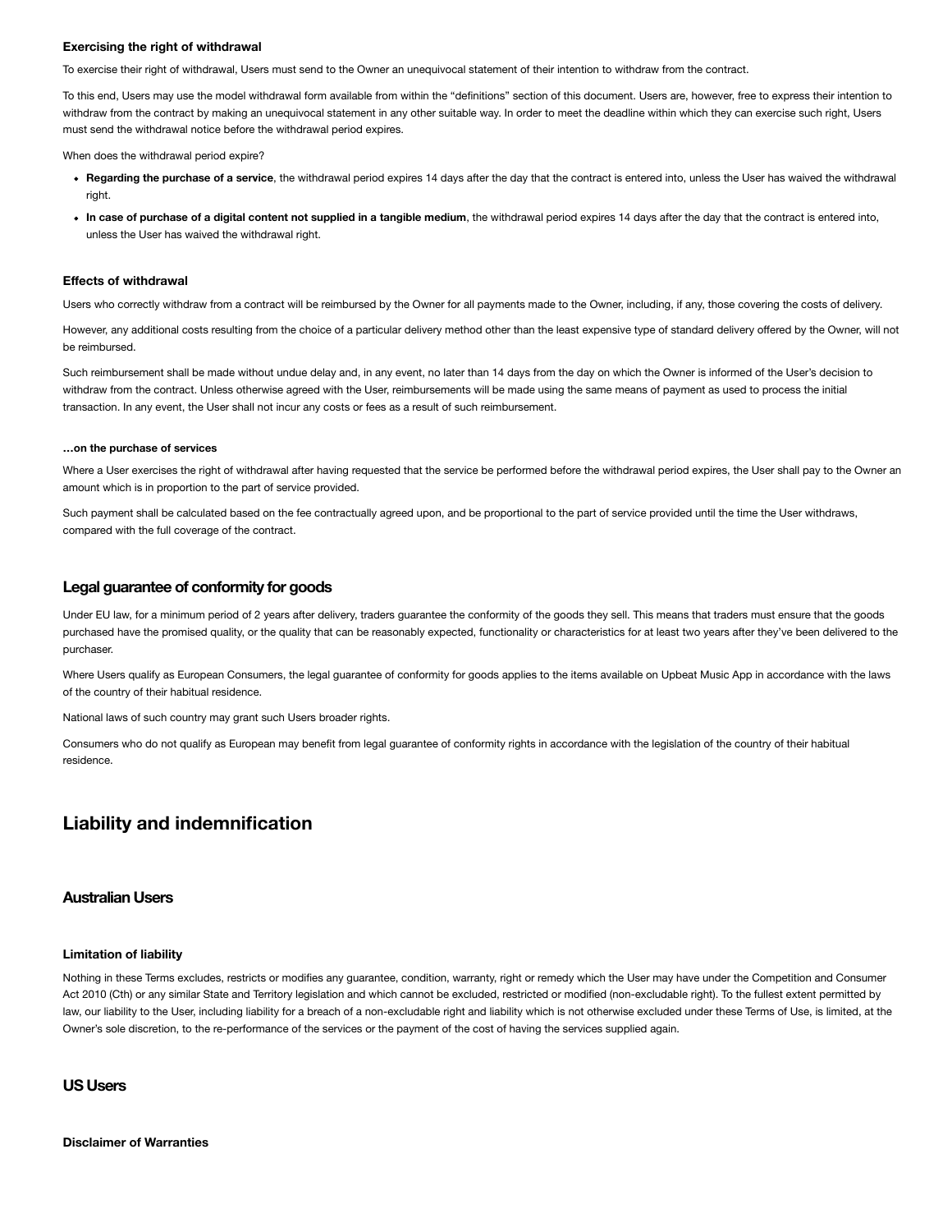#### Exercising the right of withdrawal

To exercise their right of withdrawal, Users must send to the Owner an unequivocal statement of their intention to withdraw from the contract.

To this end, Users may use the model withdrawal form available from within the "definitions" section of this document. Users are, however, free to express their intention to withdraw from the contract by making an unequivocal statement in any other suitable way. In order to meet the deadline within which they can exercise such right, Users must send the withdrawal notice before the withdrawal period expires.

When does the withdrawal period expire?

- **Regarding the purchase of a service**, the withdrawal period expires 14 days after the day that the contract is entered into, unless the User has waived the withdrawal right.
- **In case of purchase of a digital content not supplied in a tangible medium**, the withdrawal period expires 14 days after the day that the contract is entered into, unless the User has waived the withdrawal right.

#### Effects of withdrawal

Users who correctly withdraw from a contract will be reimbursed by the Owner for all payments made to the Owner, including, if any, those covering the costs of delivery.

However, any additional costs resulting from the choice of a particular delivery method other than the least expensive type of standard delivery offered by the Owner, will not be reimbursed.

Such reimbursement shall be made without undue delay and, in any event, no later than 14 days from the day on which the Owner is informed of the User's decision to withdraw from the contract. Unless otherwise agreed with the User, reimbursements will be made using the same means of payment as used to process the initial transaction. In any event, the User shall not incur any costs or fees as a result of such reimbursement.

##### …on the purchase of services

Where a User exercises the right of withdrawal after having requested that the service be performed before the withdrawal period expires, the User shall pay to the Owner an amount which is in proportion to the part of service provided.

Such payment shall be calculated based on the fee contractually agreed upon, and be proportional to the part of service provided until the time the User withdraws, compared with the full coverage of the contract.

### Legal guarantee of conformity for goods

Under EU law, for a minimum period of 2 years after delivery, traders guarantee the conformity of the goods they sell. This means that traders must ensure that the goods purchased have the promised quality, or the quality that can be reasonably expected, functionality or characteristics for at least two years after they've been delivered to the purchaser.

Where Users qualify as European Consumers, the legal guarantee of conformity for goods applies to the items available on Upbeat Music App in accordance with the laws of the country of their habitual residence.

National laws of such country may grant such Users broader rights.

Consumers who do not qualify as European may benefit from legal guarantee of conformity rights in accordance with the legislation of the country of their habitual residence.

## Liability and indemnification

### Australian Users

#### Limitation of liability

Nothing in these Terms excludes, restricts or modifies any guarantee, condition, warranty, right or remedy which the User may have under the Competition and Consumer Act 2010 (Cth) or any similar State and Territory legislation and which cannot be excluded, restricted or modified (non-excludable right). To the fullest extent permitted by law, our liability to the User, including liability for a breach of a non-excludable right and liability which is not otherwise excluded under these Terms of Use, is limited, at the Owner's sole discretion, to the re-performance of the services or the payment of the cost of having the services supplied again.

### US Users

#### Disclaimer of Warranties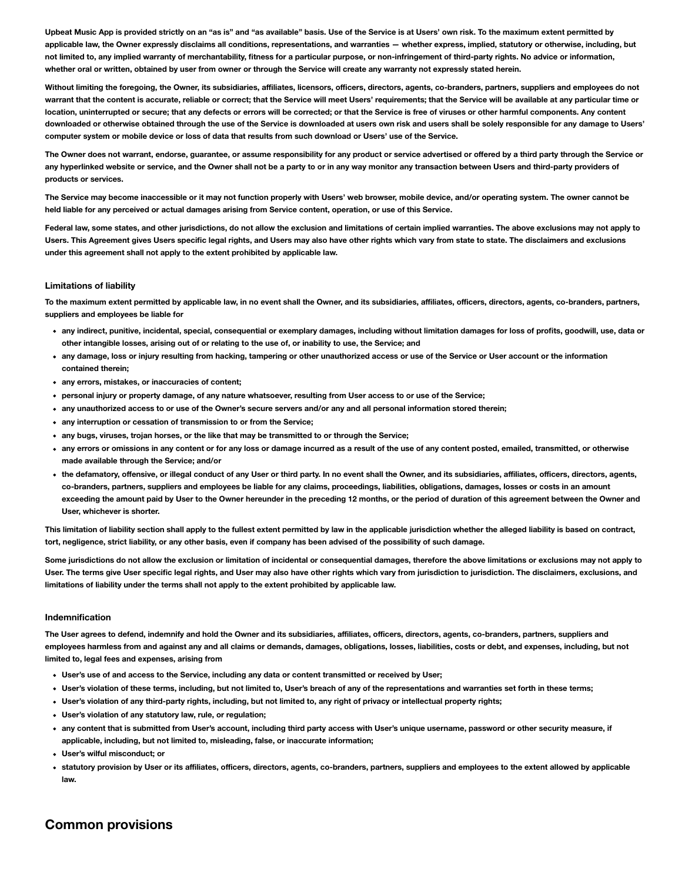**Upbeat Music App is provided strictly on an “as is” and “as available” basis. Use of the Service is at Users’ own risk. To the maximum extent permitted by applicable law, the Owner expressly disclaims all conditions, representations, and warranties — whether express, implied, statutory or otherwise, including, but not limited to, any implied warranty of merchantability, fitness for a particular purpose, or non-infringement of third-party rights. No advice or information, whether oral or written, obtained by user from owner or through the Service will create any warranty not expressly stated herein.**

**Without limiting the foregoing, the Owner, its subsidiaries, affiliates, licensors, officers, directors, agents, co-branders, partners, suppliers and employees do not warrant that the content is accurate, reliable or correct; that the Service will meet Users’ requirements; that the Service will be available at any particular time or location, uninterrupted or secure; that any defects or errors will be corrected; or that the Service is free of viruses or other harmful components. Any content downloaded or otherwise obtained through the use of the Service is downloaded at users own risk and users shall be solely responsible for any damage to Users’ computer system or mobile device or loss of data that results from such download or Users’ use of the Service.**

**The Owner does not warrant, endorse, guarantee, or assume responsibility for any product or service advertised or offered by a third party through the Service or any hyperlinked website or service, and the Owner shall not be a party to or in any way monitor any transaction between Users and third-party providers of products or services.**

**The Service may become inaccessible or it may not function properly with Users’ web browser, mobile device, and/or operating system. The owner cannot be held liable for any perceived or actual damages arising from Service content, operation, or use of this Service.**

**Federal law, some states, and other jurisdictions, do not allow the exclusion and limitations of certain implied warranties. The above exclusions may not apply to Users. This Agreement gives Users specific legal rights, and Users may also have other rights which vary from state to state. The disclaimers and exclusions under this agreement shall not apply to the extent prohibited by applicable law.**

### Limitations of liability

**To the maximum extent permitted by applicable law, in no event shall the Owner, and its subsidiaries, affiliates, officers, directors, agents, co-branders, partners, suppliers and employees be liable for**

- **any indirect, punitive, incidental, special, consequential or exemplary damages, including without limitation damages for loss of profits, goodwill, use, data or other intangible losses, arising out of or relating to the use of, or inability to use, the Service; and**
- **any damage, loss or injury resulting from hacking, tampering or other unauthorized access or use of the Service or User account or the information contained therein;**
- **any errors, mistakes, or inaccuracies of content;**
- **personal injury or property damage, of any nature whatsoever, resulting from User access to or use of the Service;**
- **any unauthorized access to or use of the Owner’s secure servers and/or any and all personal information stored therein;**
- **any interruption or cessation of transmission to or from the Service;**
- **any bugs, viruses, trojan horses, or the like that may be transmitted to or through the Service;**
- **any errors or omissions in any content or for any loss or damage incurred as a result of the use of any content posted, emailed, transmitted, or otherwise made available through the Service; and/or**
- **the defamatory, offensive, or illegal conduct of any User or third party. In no event shall the Owner, and its subsidiaries, affiliates, officers, directors, agents, co-branders, partners, suppliers and employees be liable for any claims, proceedings, liabilities, obligations, damages, losses or costs in an amount exceeding the amount paid by User to the Owner hereunder in the preceding 12 months, or the period of duration of this agreement between the Owner and User, whichever is shorter.**

**This limitation of liability section shall apply to the fullest extent permitted by law in the applicable jurisdiction whether the alleged liability is based on contract, tort, negligence, strict liability, or any other basis, even if company has been advised of the possibility of such damage.**

**Some jurisdictions do not allow the exclusion or limitation of incidental or consequential damages, therefore the above limitations or exclusions may not apply to User. The terms give User specific legal rights, and User may also have other rights which vary from jurisdiction to jurisdiction. The disclaimers, exclusions, and limitations of liability under the terms shall not apply to the extent prohibited by applicable law.**

### Indemnification

**The User agrees to defend, indemnify and hold the Owner and its subsidiaries, affiliates, officers, directors, agents, co-branders, partners, suppliers and employees harmless from and against any and all claims or demands, damages, obligations, losses, liabilities, costs or debt, and expenses, including, but not limited to, legal fees and expenses, arising from**

- **User’s use of and access to the Service, including any data or content transmitted or received by User;**
- **User’s violation of these terms, including, but not limited to, User’s breach of any of the representations and warranties set forth in these terms;**
- **User’s violation of any third-party rights, including, but not limited to, any right of privacy or intellectual property rights;**
- **User’s violation of any statutory law, rule, or regulation;**
- **any content that is submitted from User’s account, including third party access with User’s unique username, password or other security measure, if applicable, including, but not limited to, misleading, false, or inaccurate information;**
- **User’s wilful misconduct; or**
- **statutory provision by User or its affiliates, officers, directors, agents, co-branders, partners, suppliers and employees to the extent allowed by applicable law.**

## Common provisions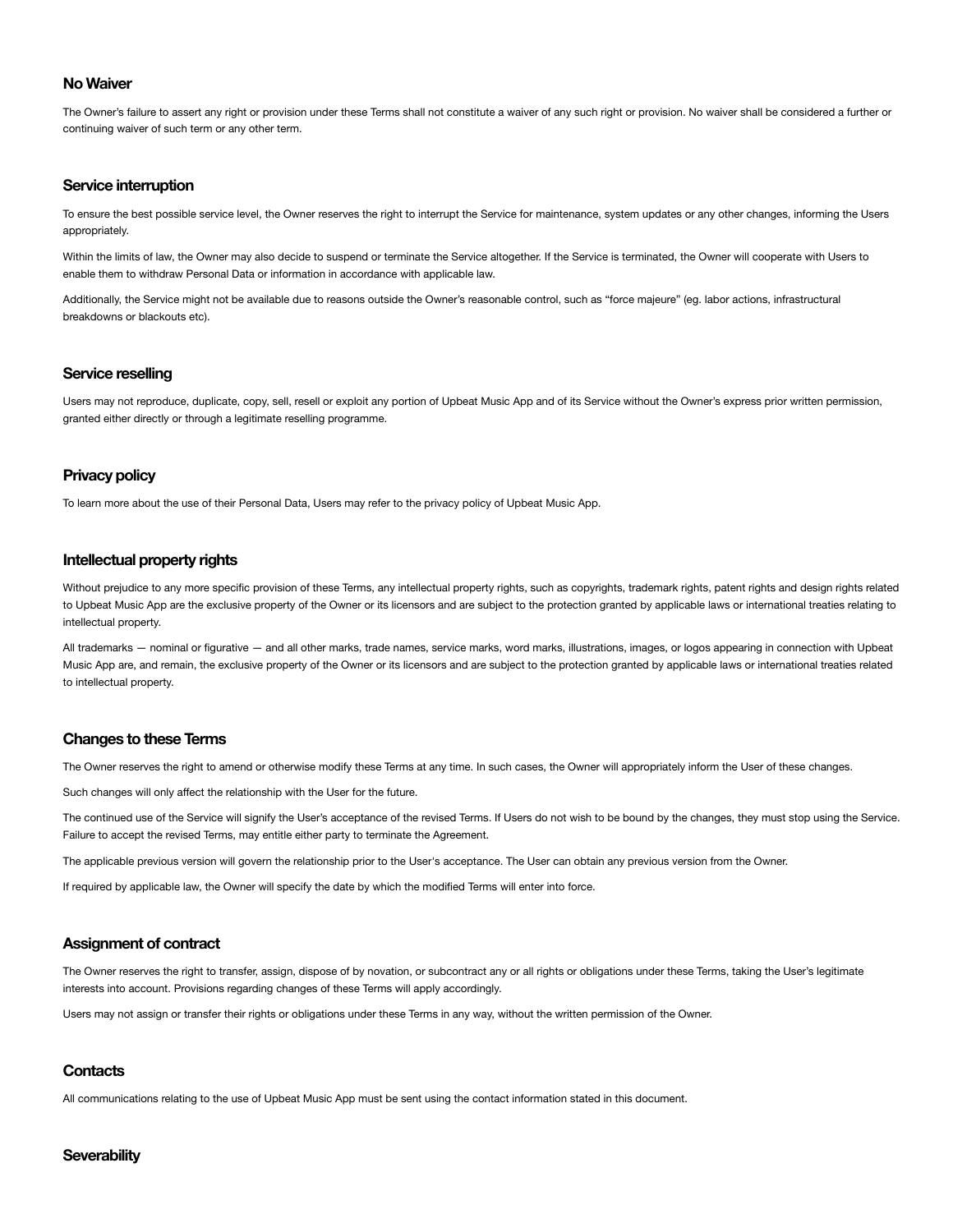### No Waiver

The Owner's failure to assert any right or provision under these Terms shall not constitute a waiver of any such right or provision. No waiver shall be considered a further or continuing waiver of such term or any other term.

### Service interruption

To ensure the best possible service level, the Owner reserves the right to interrupt the Service for maintenance, system updates or any other changes, informing the Users appropriately.

Within the limits of law, the Owner may also decide to suspend or terminate the Service altogether. If the Service is terminated, the Owner will cooperate with Users to enable them to withdraw Personal Data or information in accordance with applicable law.

Additionally, the Service might not be available due to reasons outside the Owner's reasonable control, such as "force majeure" (eg. labor actions, infrastructural breakdowns or blackouts etc).

### Service reselling

Users may not reproduce, duplicate, copy, sell, resell or exploit any portion of Upbeat Music App and of its Service without the Owner's express prior written permission, granted either directly or through a legitimate reselling programme.

### Privacy policy

To learn more about the use of their Personal Data, Users may refer to the privacy policy of Upbeat Music App.

### Intellectual property rights

Without prejudice to any more specific provision of these Terms, any intellectual property rights, such as copyrights, trademark rights, patent rights and design rights related to Upbeat Music App are the exclusive property of the Owner or its licensors and are subject to the protection granted by applicable laws or international treaties relating to intellectual property.

All trademarks — nominal or figurative — and all other marks, trade names, service marks, word marks, illustrations, images, or logos appearing in connection with Upbeat Music App are, and remain, the exclusive property of the Owner or its licensors and are subject to the protection granted by applicable laws or international treaties related to intellectual property.

### Changes to these Terms

The Owner reserves the right to amend or otherwise modify these Terms at any time. In such cases, the Owner will appropriately inform the User of these changes.

Such changes will only affect the relationship with the User for the future.

The continued use of the Service will signify the User's acceptance of the revised Terms. If Users do not wish to be bound by the changes, they must stop using the Service. Failure to accept the revised Terms, may entitle either party to terminate the Agreement.

The applicable previous version will govern the relationship prior to the User's acceptance. The User can obtain any previous version from the Owner.

If required by applicable law, the Owner will specify the date by which the modified Terms will enter into force.

### Assignment of contract

The Owner reserves the right to transfer, assign, dispose of by novation, or subcontract any or all rights or obligations under these Terms, taking the User's legitimate interests into account. Provisions regarding changes of these Terms will apply accordingly.

Users may not assign or transfer their rights or obligations under these Terms in any way, without the written permission of the Owner.

### Contacts

All communications relating to the use of Upbeat Music App must be sent using the contact information stated in this document.

### Severability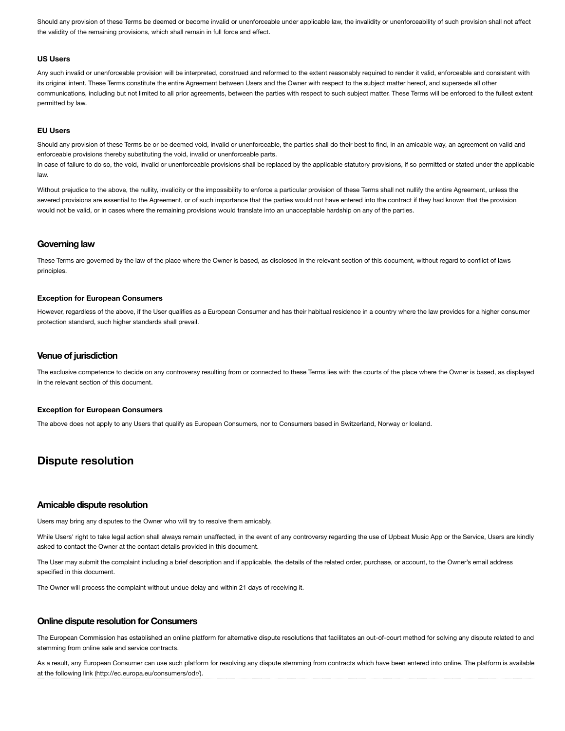Should any provision of these Terms be deemed or become invalid or unenforceable under applicable law, the invalidity or unenforceability of such provision shall not affect the validity of the remaining provisions, which shall remain in full force and effect.

#### US Users

Any such invalid or unenforceable provision will be interpreted, construed and reformed to the extent reasonably required to render it valid, enforceable and consistent with its original intent. These Terms constitute the entire Agreement between Users and the Owner with respect to the subject matter hereof, and supersede all other communications, including but not limited to all prior agreements, between the parties with respect to such subject matter. These Terms will be enforced to the fullest extent permitted by law.

#### EU Users

Should any provision of these Terms be or be deemed void, invalid or unenforceable, the parties shall do their best to find, in an amicable way, an agreement on valid and enforceable provisions thereby substituting the void, invalid or unenforceable parts.
In case of failure to do so, the void, invalid or unenforceable provisions shall be replaced by the applicable statutory provisions, if so permitted or stated under the applicable law.

Without prejudice to the above, the nullity, invalidity or the impossibility to enforce a particular provision of these Terms shall not nullify the entire Agreement, unless the severed provisions are essential to the Agreement, or of such importance that the parties would not have entered into the contract if they had known that the provision would not be valid, or in cases where the remaining provisions would translate into an unacceptable hardship on any of the parties.

### Governing law

These Terms are governed by the law of the place where the Owner is based, as disclosed in the relevant section of this document, without regard to conflict of laws principles.

#### Exception for European Consumers

However, regardless of the above, if the User qualifies as a European Consumer and has their habitual residence in a country where the law provides for a higher consumer protection standard, such higher standards shall prevail.

### Venue of jurisdiction

The exclusive competence to decide on any controversy resulting from or connected to these Terms lies with the courts of the place where the Owner is based, as displayed in the relevant section of this document.

#### Exception for European Consumers

The above does not apply to any Users that qualify as European Consumers, nor to Consumers based in Switzerland, Norway or Iceland.

## Dispute resolution

### Amicable dispute resolution

Users may bring any disputes to the Owner who will try to resolve them amicably.

While Users' right to take legal action shall always remain unaffected, in the event of any controversy regarding the use of Upbeat Music App or the Service, Users are kindly asked to contact the Owner at the contact details provided in this document.

The User may submit the complaint including a brief description and if applicable, the details of the related order, purchase, or account, to the Owner's email address specified in this document.

The Owner will process the complaint without undue delay and within 21 days of receiving it.

### Online dispute resolution for Consumers

The European Commission has established an online platform for alternative dispute resolutions that facilitates an out-of-court method for solving any dispute related to and stemming from online sale and service contracts.

As a result, any European Consumer can use such platform for resolving any dispute stemming from contracts which have been entered into online. The platform is available at the following link (http://ec.europa.eu/consumers/odr/).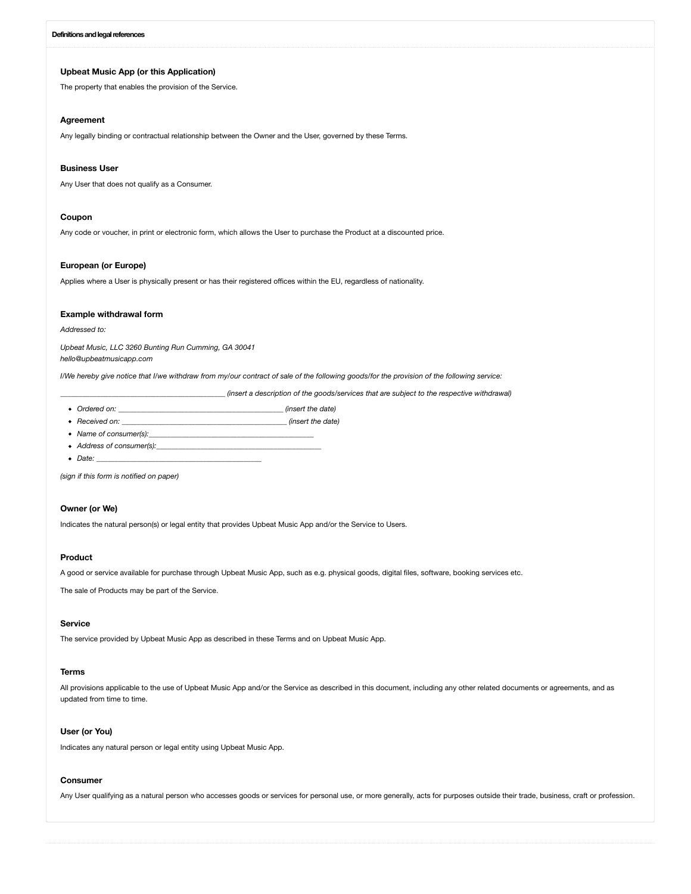## Definitions and legal references

### Upbeat Music App (or this Application)

The property that enables the provision of the Service.

### Agreement

Any legally binding or contractual relationship between the Owner and the User, governed by these Terms.

### Business User

Any User that does not qualify as a Consumer.

### Coupon

Any code or voucher, in print or electronic form, which allows the User to purchase the Product at a discounted price.

### European (or Europe)

Applies where a User is physically present or has their registered offices within the EU, regardless of nationality.

### Example withdrawal form

*Addressed to:*

*Upbeat Music, LLC 3260 Bunting Run Cumming, GA 30041*
*hello@upbeatmusicapp.com*

*I/We hereby give notice that I/we withdraw from my/our contract of sale of the following goods/for the provision of the following service:*

*_____________________________________________ (insert a description of the goods/services that are subject to the respective withdrawal)*

- *Ordered on: _____________________________________________ (insert the date)*
- *Received on: _____________________________________________ (insert the date)*
- *Name of consumer(s):_____________________________________________*
- *Address of consumer(s):_____________________________________________*
- *Date: _____________________________________________*

*(sign if this form is notified on paper)*

### Owner (or We)

Indicates the natural person(s) or legal entity that provides Upbeat Music App and/or the Service to Users.

### Product

A good or service available for purchase through Upbeat Music App, such as e.g. physical goods, digital files, software, booking services etc.

The sale of Products may be part of the Service.

### Service

The service provided by Upbeat Music App as described in these Terms and on Upbeat Music App.

### Terms

All provisions applicable to the use of Upbeat Music App and/or the Service as described in this document, including any other related documents or agreements, and as updated from time to time.

### User (or You)

Indicates any natural person or legal entity using Upbeat Music App.

### Consumer

Any User qualifying as a natural person who accesses goods or services for personal use, or more generally, acts for purposes outside their trade, business, craft or profession.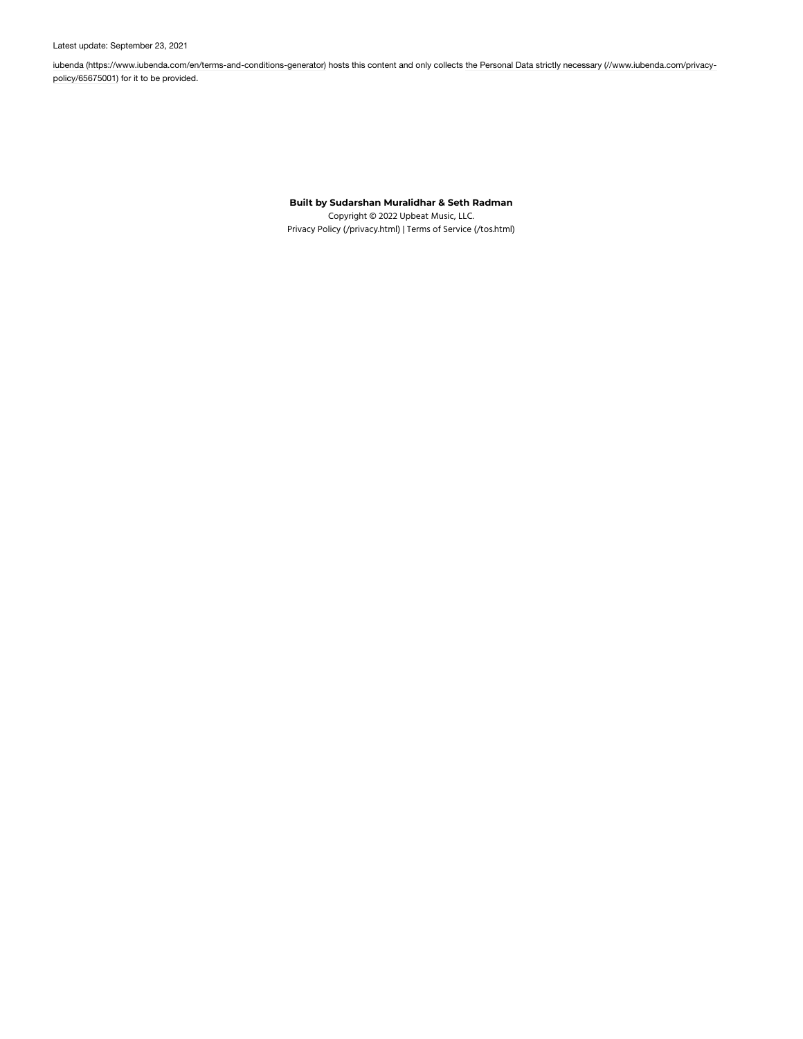Latest update: September 23, 2021

iubenda (https://www.iubenda.com/en/terms-and-conditions-generator) hosts this content and only collects the Personal Data strictly necessary (//www.iubenda.com/privacy-policy/65675001) for it to be provided.

**Built by Sudarshan Muralidhar & Seth Radman**

Copyright © 2022 Upbeat Music, LLC.

Privacy Policy (/privacy.html) | Terms of Service (/tos.html)